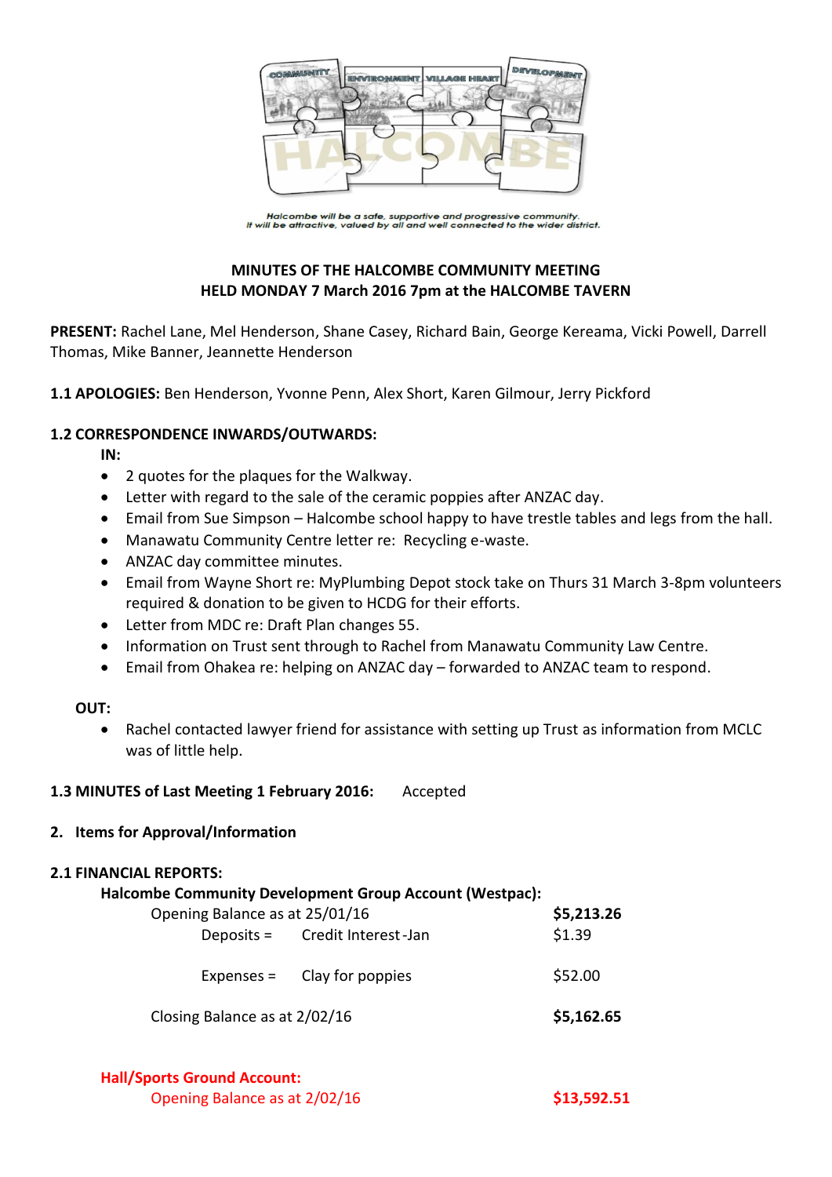*Halcombe will be a safe, supportive and progressive community.*
*It will be attractive, valued by all and well connected to the wider district.*

# MINUTES OF THE HALCOMBE COMMUNITY MEETING
# HELD MONDAY 7 March 2016 7pm at the HALCOMBE TAVERN

**PRESENT:** Rachel Lane, Mel Henderson, Shane Casey, Richard Bain, George Kereama, Vicki Powell, Darrell Thomas, Mike Banner, Jeannette Henderson

**1.1 APOLOGIES:** Ben Henderson, Yvonne Penn, Alex Short, Karen Gilmour, Jerry Pickford

**1.2 CORRESPONDENCE INWARDS/OUTWARDS:**

**IN:**

- 2 quotes for the plaques for the Walkway.
- Letter with regard to the sale of the ceramic poppies after ANZAC day.
- Email from Sue Simpson – Halcombe school happy to have trestle tables and legs from the hall.
- Manawatu Community Centre letter re: Recycling e-waste.
- ANZAC day committee minutes.
- Email from Wayne Short re: MyPlumbing Depot stock take on Thurs 31 March 3-8pm volunteers required & donation to be given to HCDG for their efforts.
- Letter from MDC re: Draft Plan changes 55.
- Information on Trust sent through to Rachel from Manawatu Community Law Centre.
- Email from Ohakea re: helping on ANZAC day – forwarded to ANZAC team to respond.

**OUT:**

- Rachel contacted lawyer friend for assistance with setting up Trust as information from MCLC was of little help.

**1.3 MINUTES of Last Meeting 1 February 2016:** Accepted

**2. Items for Approval/Information**

**2.1 FINANCIAL REPORTS:**

**Halcombe Community Development Group Account (Westpac):**

| | | |
|---|---|---|
| Opening Balance as at 25/01/16 | | **$5,213.26** |
| Deposits = | Credit Interest-Jan | $1.39 |
| Expenses = | Clay for poppies | $52.00 |
| Closing Balance as at 2/02/16 | | **$5,162.65** |

**Hall/Sports Ground Account:**

| | |
|---|---|
| Opening Balance as at 2/02/16 | **$13,592.51** |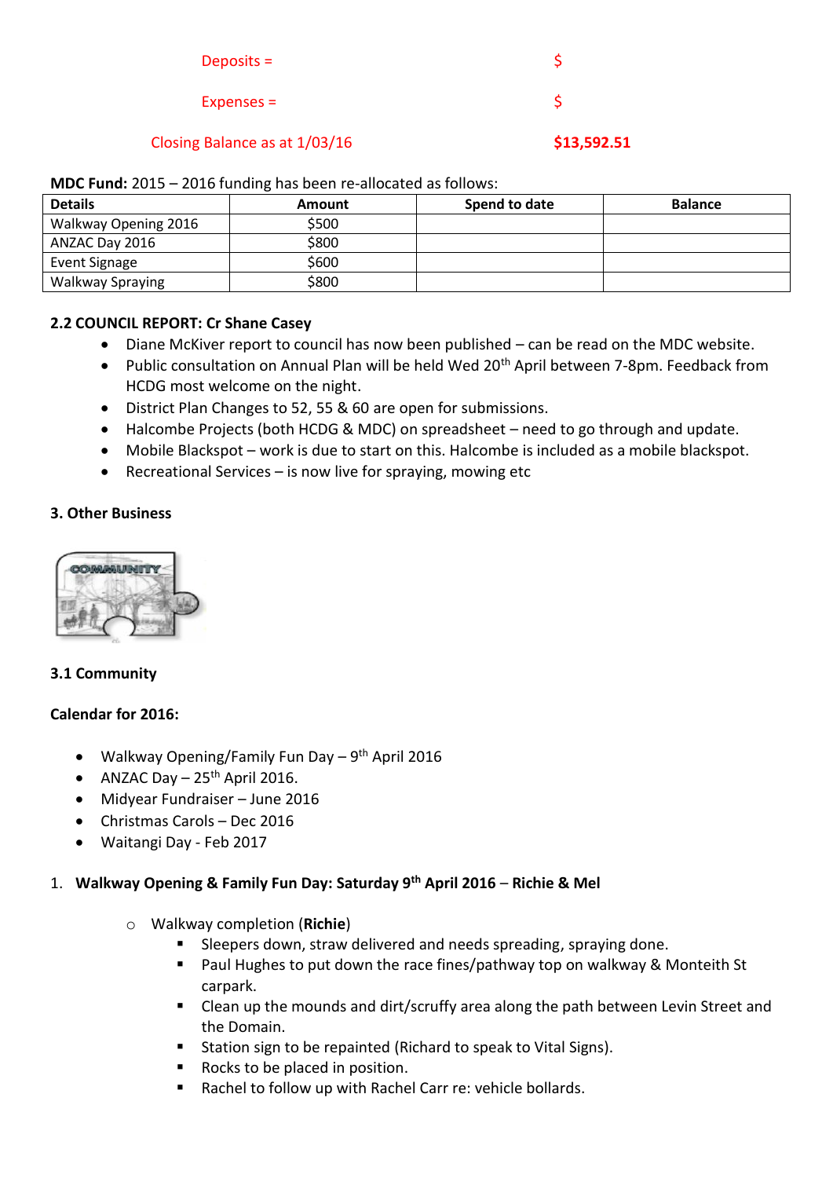Deposits = $

Expenses = $

Closing Balance as at 1/03/16 **$13,592.51**

**MDC Fund:** 2015 – 2016 funding has been re-allocated as follows:

| Details | Amount | Spend to date | Balance |
|---|---|---|---|
| Walkway Opening 2016 | $500 | | |
| ANZAC Day 2016 | $800 | | |
| Event Signage | $600 | | |
| Walkway Spraying | $800 | | |

**2.2 COUNCIL REPORT: Cr Shane Casey**

- Diane McKiver report to council has now been published – can be read on the MDC website.
- Public consultation on Annual Plan will be held Wed 20th April between 7-8pm. Feedback from HCDG most welcome on the night.
- District Plan Changes to 52, 55 & 60 are open for submissions.
- Halcombe Projects (both HCDG & MDC) on spreadsheet – need to go through and update.
- Mobile Blackspot – work is due to start on this. Halcombe is included as a mobile blackspot.
- Recreational Services – is now live for spraying, mowing etc

**3. Other Business**

**3.1 Community**

**Calendar for 2016:**

- Walkway Opening/Family Fun Day – 9th April 2016
- ANZAC Day – 25th April 2016.
- Midyear Fundraiser – June 2016
- Christmas Carols – Dec 2016
- Waitangi Day - Feb 2017

1. **Walkway Opening & Family Fun Day: Saturday 9th April 2016** – **Richie & Mel**
   - Walkway completion (**Richie**)
     - Sleepers down, straw delivered and needs spreading, spraying done.
     - Paul Hughes to put down the race fines/pathway top on walkway & Monteith St carpark.
     - Clean up the mounds and dirt/scruffy area along the path between Levin Street and the Domain.
     - Station sign to be repainted (Richard to speak to Vital Signs).
     - Rocks to be placed in position.
     - Rachel to follow up with Rachel Carr re: vehicle bollards.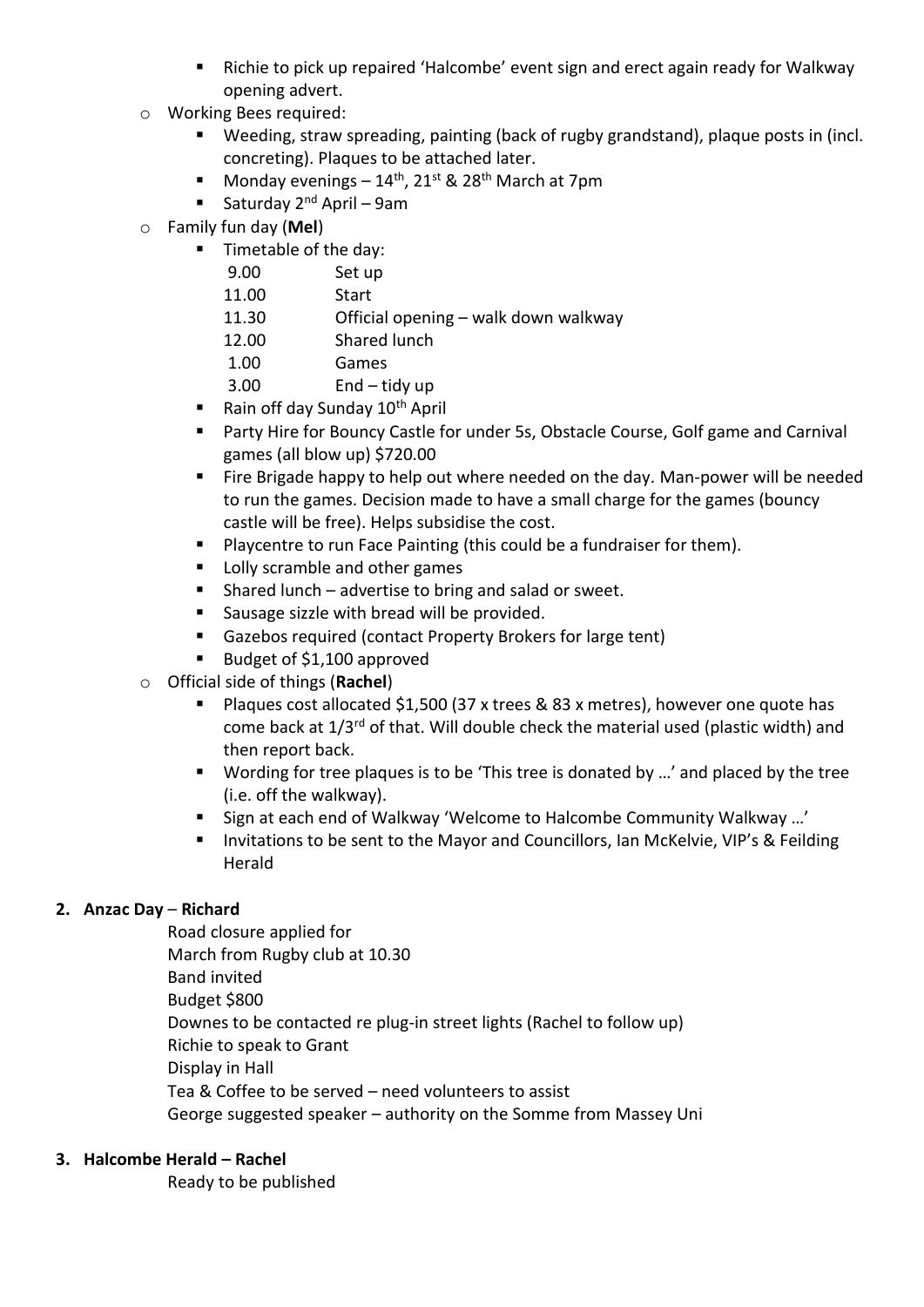- Richie to pick up repaired 'Halcombe' event sign and erect again ready for Walkway opening advert.
  - Working Bees required:
    - Weeding, straw spreading, painting (back of rugby grandstand), plaque posts in (incl. concreting). Plaques to be attached later.
    - Monday evenings – 14th, 21st & 28th March at 7pm
    - Saturday 2nd April – 9am
  - Family fun day (**Mel**)
    - Timetable of the day:

      | | |
      |---|---|
      | 9.00 | Set up |
      | 11.00 | Start |
      | 11.30 | Official opening – walk down walkway |
      | 12.00 | Shared lunch |
      | 1.00 | Games |
      | 3.00 | End – tidy up |

    - Rain off day Sunday 10th April
    - Party Hire for Bouncy Castle for under 5s, Obstacle Course, Golf game and Carnival games (all blow up) $720.00
    - Fire Brigade happy to help out where needed on the day. Man-power will be needed to run the games. Decision made to have a small charge for the games (bouncy castle will be free). Helps subsidise the cost.
    - Playcentre to run Face Painting (this could be a fundraiser for them).
    - Lolly scramble and other games
    - Shared lunch – advertise to bring and salad or sweet.
    - Sausage sizzle with bread will be provided.
    - Gazebos required (contact Property Brokers for large tent)
    - Budget of $1,100 approved
  - Official side of things (**Rachel**)
    - Plaques cost allocated $1,500 (37 x trees & 83 x metres), however one quote has come back at 1/3rd of that. Will double check the material used (plastic width) and then report back.
    - Wording for tree plaques is to be 'This tree is donated by …' and placed by the tree (i.e. off the walkway).
    - Sign at each end of Walkway 'Welcome to Halcombe Community Walkway …'
    - Invitations to be sent to the Mayor and Councillors, Ian McKelvie, VIP's & Feilding Herald

**2. Anzac Day** – **Richard**

Road closure applied for
March from Rugby club at 10.30
Band invited
Budget $800
Downes to be contacted re plug-in street lights (Rachel to follow up)
Richie to speak to Grant
Display in Hall
Tea & Coffee to be served – need volunteers to assist
George suggested speaker – authority on the Somme from Massey Uni

**3. Halcombe Herald – Rachel**

Ready to be published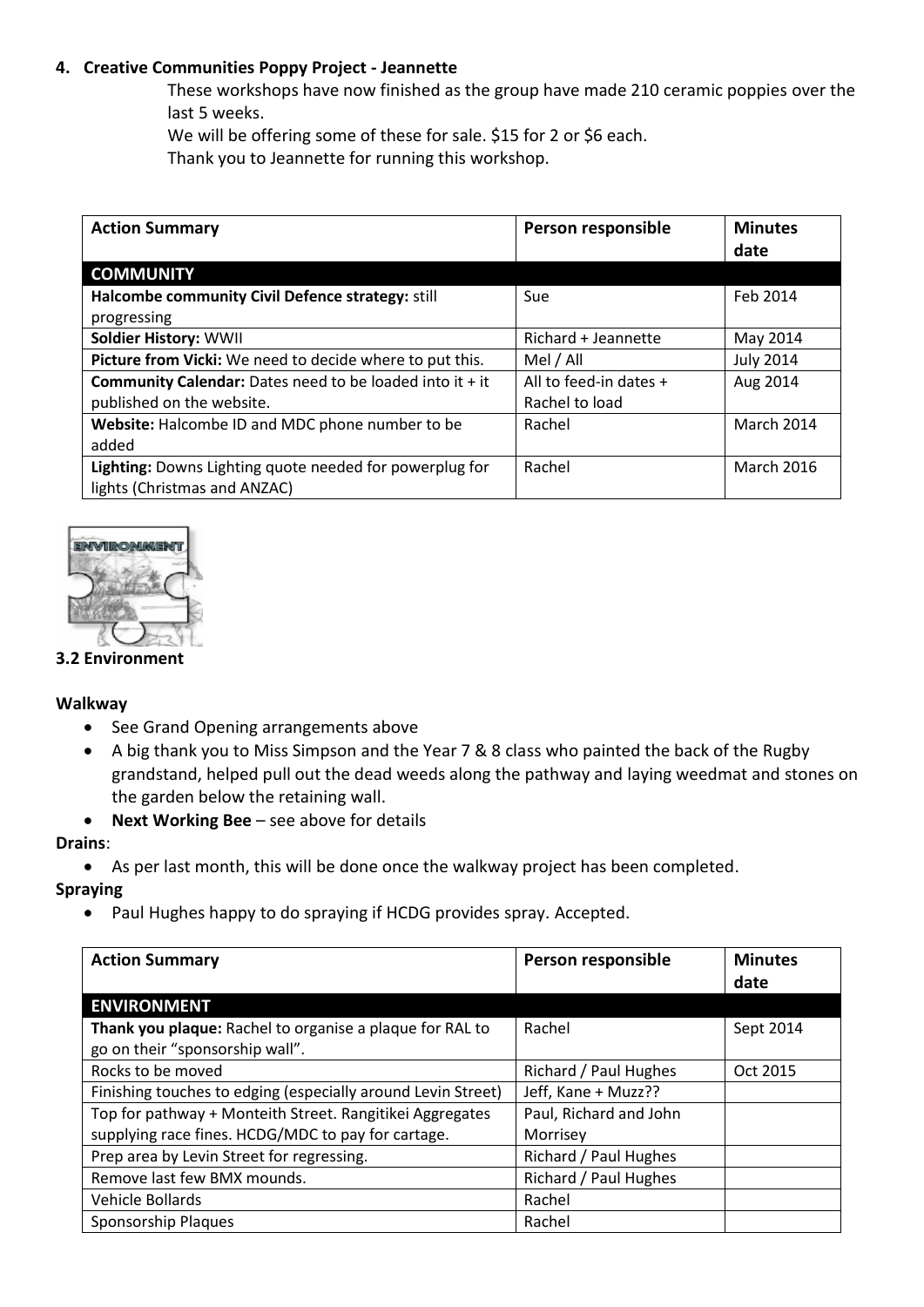## 4. Creative Communities Poppy Project - Jeannette

These workshops have now finished as the group have made 210 ceramic poppies over the last 5 weeks.

We will be offering some of these for sale. $15 for 2 or $6 each.

Thank you to Jeannette for running this workshop.

| Action Summary | Person responsible | Minutes date |
|---|---|---|
| **COMMUNITY** | | |
| **Halcombe community Civil Defence strategy:** still progressing | Sue | Feb 2014 |
| **Soldier History:** WWII | Richard + Jeannette | May 2014 |
| **Picture from Vicki:** We need to decide where to put this. | Mel / All | July 2014 |
| **Community Calendar:** Dates need to be loaded into it + it published on the website. | All to feed-in dates + Rachel to load | Aug 2014 |
| **Website:** Halcombe ID and MDC phone number to be added | Rachel | March 2014 |
| **Lighting:** Downs Lighting quote needed for powerplug for lights (Christmas and ANZAC) | Rachel | March 2016 |

### 3.2 Environment

**Walkway**

- See Grand Opening arrangements above
- A big thank you to Miss Simpson and the Year 7 & 8 class who painted the back of the Rugby grandstand, helped pull out the dead weeds along the pathway and laying weedmat and stones on the garden below the retaining wall.
- **Next Working Bee** – see above for details

**Drains**:

- As per last month, this will be done once the walkway project has been completed.

**Spraying**

- Paul Hughes happy to do spraying if HCDG provides spray. Accepted.

| Action Summary | Person responsible | Minutes date |
|---|---|---|
| **ENVIRONMENT** | | |
| **Thank you plaque:** Rachel to organise a plaque for RAL to go on their "sponsorship wall". | Rachel | Sept 2014 |
| Rocks to be moved | Richard / Paul Hughes | Oct 2015 |
| Finishing touches to edging (especially around Levin Street) | Jeff, Kane + Muzz?? | |
| Top for pathway + Monteith Street. Rangitikei Aggregates supplying race fines. HCDG/MDC to pay for cartage. | Paul, Richard and John Morrisey | |
| Prep area by Levin Street for regressing. | Richard / Paul Hughes | |
| Remove last few BMX mounds. | Richard / Paul Hughes | |
| Vehicle Bollards | Rachel | |
| Sponsorship Plaques | Rachel | |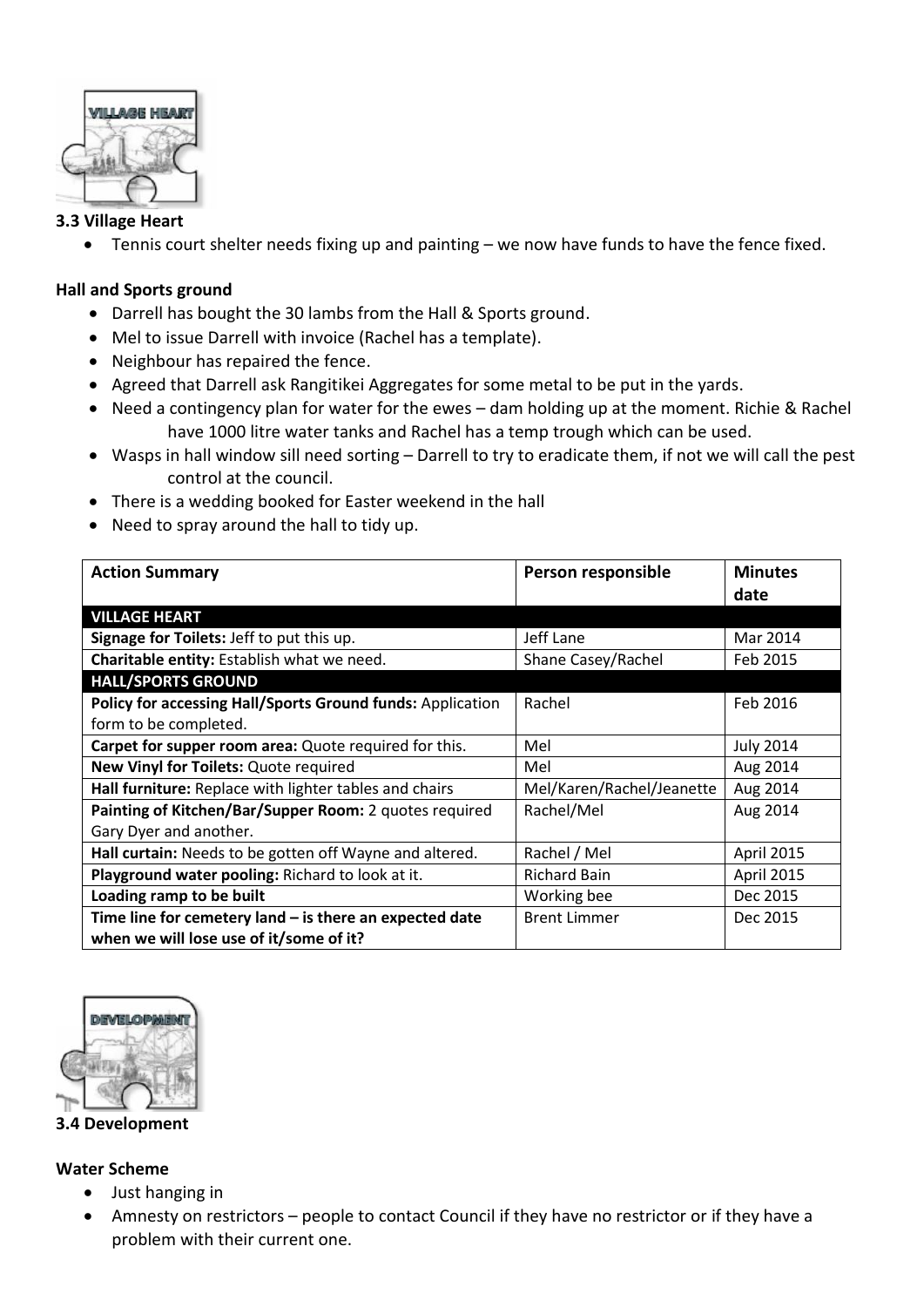### 3.3 Village Heart

- Tennis court shelter needs fixing up and painting – we now have funds to have the fence fixed.

**Hall and Sports ground**

- Darrell has bought the 30 lambs from the Hall & Sports ground.
- Mel to issue Darrell with invoice (Rachel has a template).
- Neighbour has repaired the fence.
- Agreed that Darrell ask Rangitikei Aggregates for some metal to be put in the yards.
- Need a contingency plan for water for the ewes – dam holding up at the moment. Richie & Rachel have 1000 litre water tanks and Rachel has a temp trough which can be used.
- Wasps in hall window sill need sorting – Darrell to try to eradicate them, if not we will call the pest control at the council.
- There is a wedding booked for Easter weekend in the hall
- Need to spray around the hall to tidy up.

| Action Summary | Person responsible | Minutes date |
|---|---|---|
| **VILLAGE HEART** | | |
| **Signage for Toilets:** Jeff to put this up. | Jeff Lane | Mar 2014 |
| **Charitable entity:** Establish what we need. | Shane Casey/Rachel | Feb 2015 |
| **HALL/SPORTS GROUND** | | |
| **Policy for accessing Hall/Sports Ground funds:** Application form to be completed. | Rachel | Feb 2016 |
| **Carpet for supper room area:** Quote required for this. | Mel | July 2014 |
| **New Vinyl for Toilets:** Quote required | Mel | Aug 2014 |
| **Hall furniture:** Replace with lighter tables and chairs | Mel/Karen/Rachel/Jeanette | Aug 2014 |
| **Painting of Kitchen/Bar/Supper Room:** 2 quotes required Gary Dyer and another. | Rachel/Mel | Aug 2014 |
| **Hall curtain:** Needs to be gotten off Wayne and altered. | Rachel / Mel | April 2015 |
| **Playground water pooling:** Richard to look at it. | Richard Bain | April 2015 |
| **Loading ramp to be built** | Working bee | Dec 2015 |
| **Time line for cemetery land – is there an expected date when we will lose use of it/some of it?** | Brent Limmer | Dec 2015 |

### 3.4 Development

**Water Scheme**

- Just hanging in
- Amnesty on restrictors – people to contact Council if they have no restrictor or if they have a problem with their current one.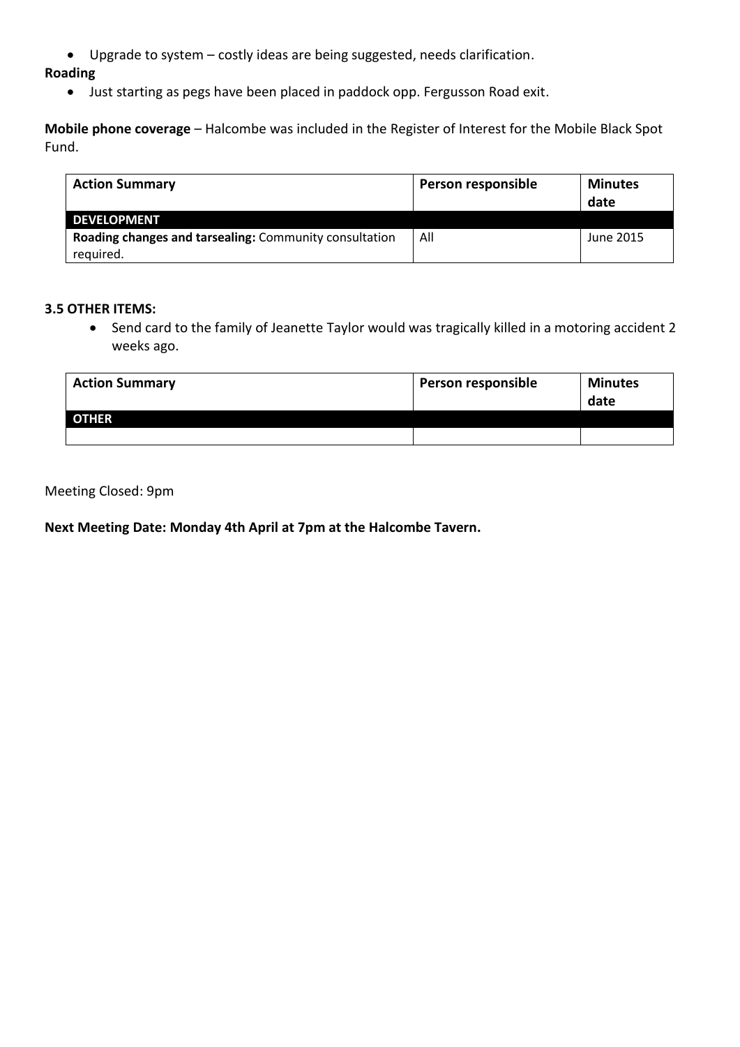- Upgrade to system – costly ideas are being suggested, needs clarification.

**Roading**

- Just starting as pegs have been placed in paddock opp. Fergusson Road exit.

**Mobile phone coverage** – Halcombe was included in the Register of Interest for the Mobile Black Spot Fund.

| Action Summary | Person responsible | Minutes date |
| --- | --- | --- |
| **DEVELOPMENT** | | |
| **Roading changes and tarsealing:** Community consultation required. | All | June 2015 |

**3.5 OTHER ITEMS:**

- Send card to the family of Jeanette Taylor would was tragically killed in a motoring accident 2 weeks ago.

| Action Summary | Person responsible | Minutes date |
| --- | --- | --- |
| **OTHER** | | |
| | | |

Meeting Closed: 9pm

**Next Meeting Date: Monday 4th April at 7pm at the Halcombe Tavern.**